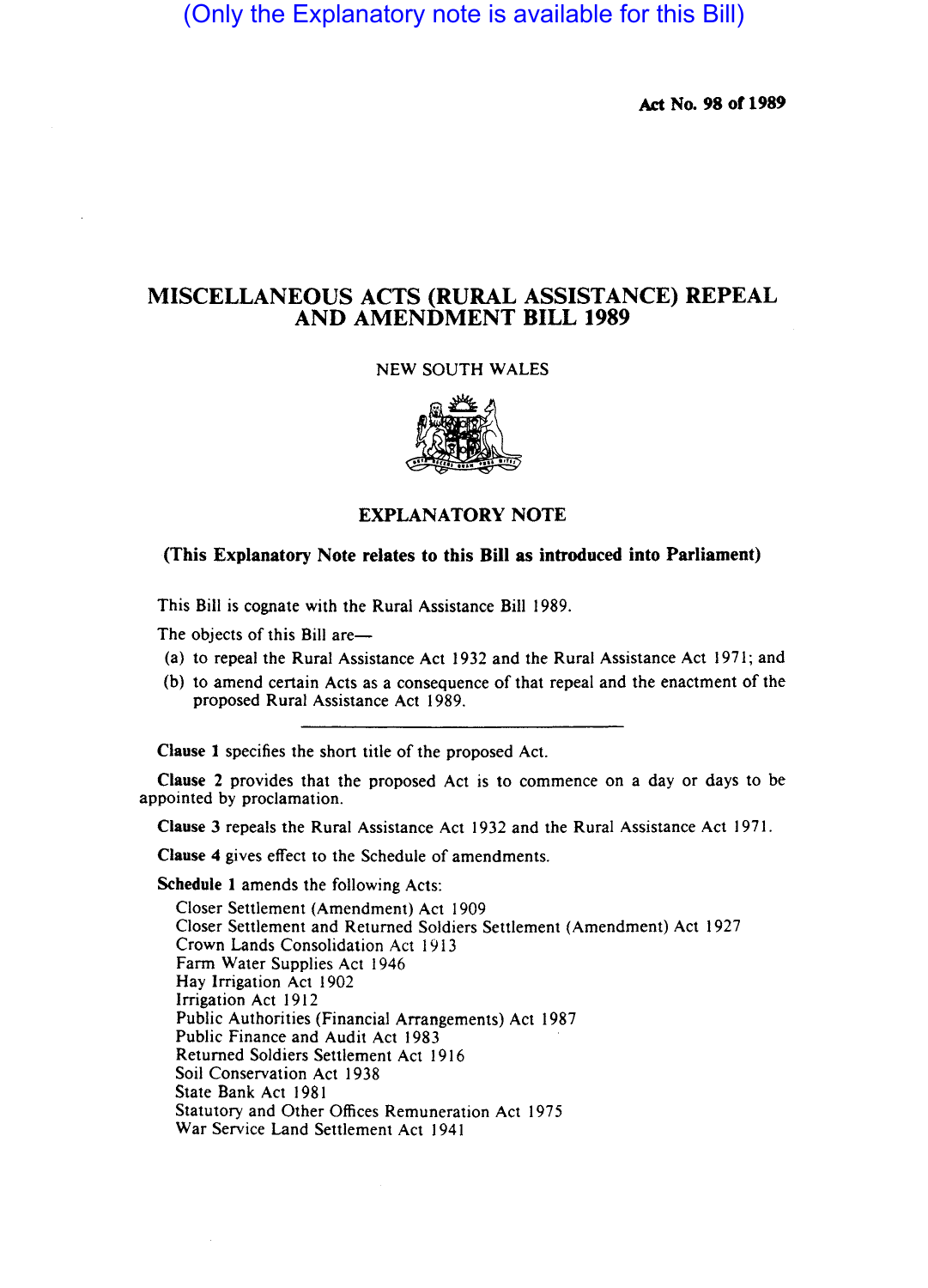(Only the Explanatory note is available for this Bill)

**Act No. 98 of 1989**

# MISCELLANEOUS ACTS (RURAL ASSISTANCE) REPEAL AND AMENDMENT BILL 1989

NEW SOUTH WALES

## EXPLANATORY NOTE

**(This Explanatory Note relates to this Bill as introduced into Parliament)**

This Bill is cognate with the Rural Assistance Bill 1989.

The objects of this Bill are—

(a) to repeal the Rural Assistance Act 1932 and the Rural Assistance Act 1971; and

(b) to amend certain Acts as a consequence of that repeal and the enactment of the proposed Rural Assistance Act 1989.

---

**Clause 1** specifies the short title of the proposed Act.

**Clause 2** provides that the proposed Act is to commence on a day or days to be appointed by proclamation.

**Clause 3** repeals the Rural Assistance Act 1932 and the Rural Assistance Act 1971.

**Clause 4** gives effect to the Schedule of amendments.

**Schedule 1** amends the following Acts:

Closer Settlement (Amendment) Act 1909
Closer Settlement and Returned Soldiers Settlement (Amendment) Act 1927
Crown Lands Consolidation Act 1913
Farm Water Supplies Act 1946
Hay Irrigation Act 1902
Irrigation Act 1912
Public Authorities (Financial Arrangements) Act 1987
Public Finance and Audit Act 1983
Returned Soldiers Settlement Act 1916
Soil Conservation Act 1938
State Bank Act 1981
Statutory and Other Offices Remuneration Act 1975
War Service Land Settlement Act 1941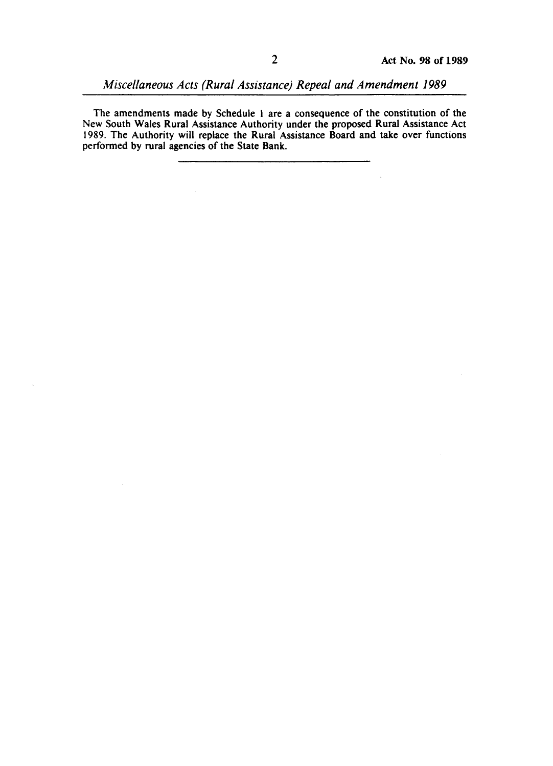The amendments made by Schedule 1 are a consequence of the constitution of the New South Wales Rural Assistance Authority under the proposed Rural Assistance Act 1989. The Authority will replace the Rural Assistance Board and take over functions performed by rural agencies of the State Bank.